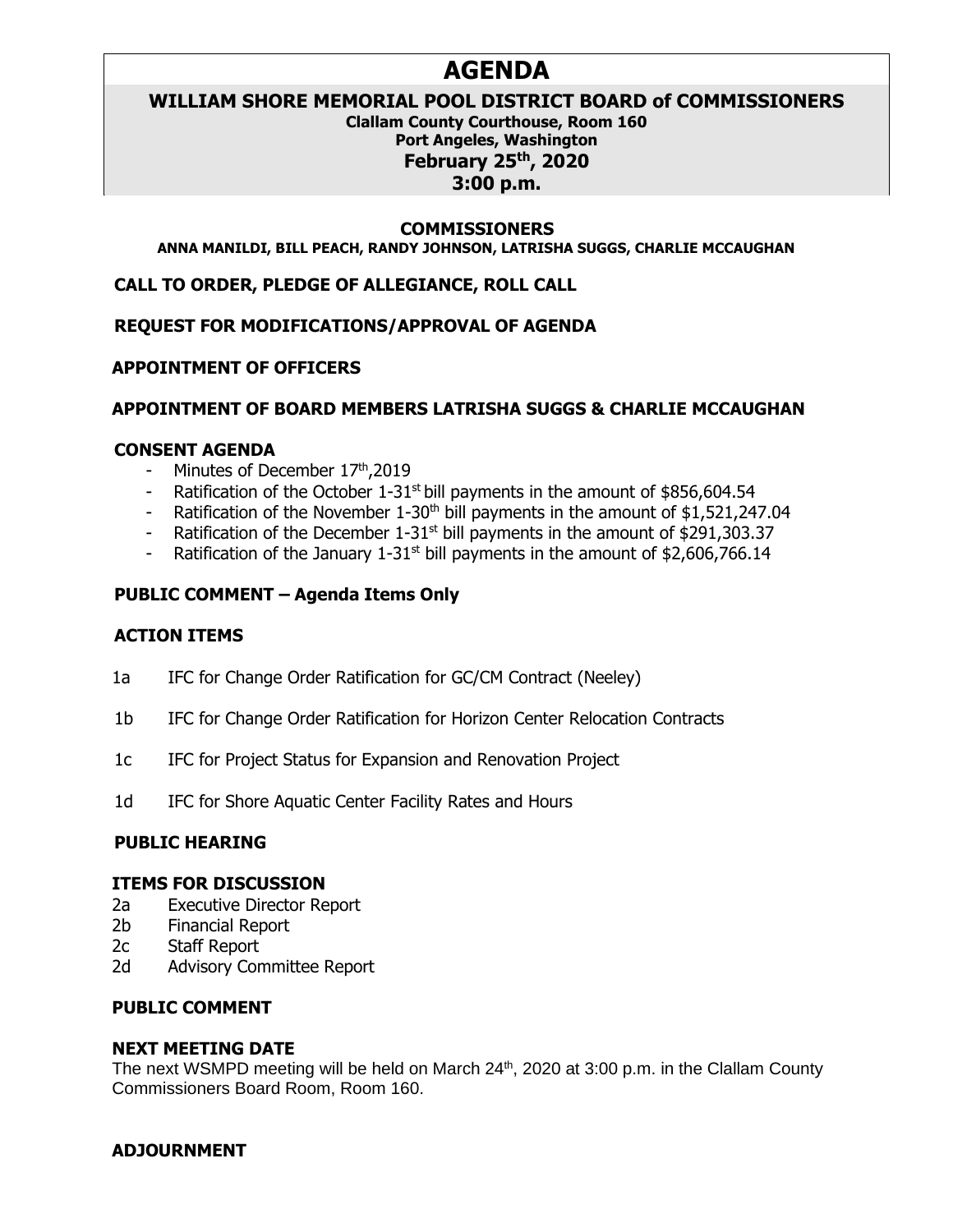# AGENDA

## WILLIAM SHORE MEMORIAL POOL DISTRICT BOARD of COMMISSIONERS

**Clallam County Courthouse, Room 160**
**Port Angeles, Washington**
**February 25th, 2020**
**3:00 p.m.**

### COMMISSIONERS

**ANNA MANILDI, BILL PEACH, RANDY JOHNSON, LATRISHA SUGGS, CHARLIE MCCAUGHAN**

**CALL TO ORDER, PLEDGE OF ALLEGIANCE, ROLL CALL**

**REQUEST FOR MODIFICATIONS/APPROVAL OF AGENDA**

**APPOINTMENT OF OFFICERS**

**APPOINTMENT OF BOARD MEMBERS LATRISHA SUGGS & CHARLIE MCCAUGHAN**

**CONSENT AGENDA**

- Minutes of December 17th,2019
- Ratification of the October 1-31st bill payments in the amount of $856,604.54
- Ratification of the November 1-30th bill payments in the amount of $1,521,247.04
- Ratification of the December 1-31st bill payments in the amount of $291,303.37
- Ratification of the January 1-31st bill payments in the amount of $2,606,766.14

**PUBLIC COMMENT – Agenda Items Only**

**ACTION ITEMS**

1a IFC for Change Order Ratification for GC/CM Contract (Neeley)

1b IFC for Change Order Ratification for Horizon Center Relocation Contracts

1c IFC for Project Status for Expansion and Renovation Project

1d IFC for Shore Aquatic Center Facility Rates and Hours

**PUBLIC HEARING**

**ITEMS FOR DISCUSSION**

2a Executive Director Report
2b Financial Report
2c Staff Report
2d Advisory Committee Report

**PUBLIC COMMENT**

**NEXT MEETING DATE**

The next WSMPD meeting will be held on March 24th, 2020 at 3:00 p.m. in the Clallam County Commissioners Board Room, Room 160.

**ADJOURNMENT**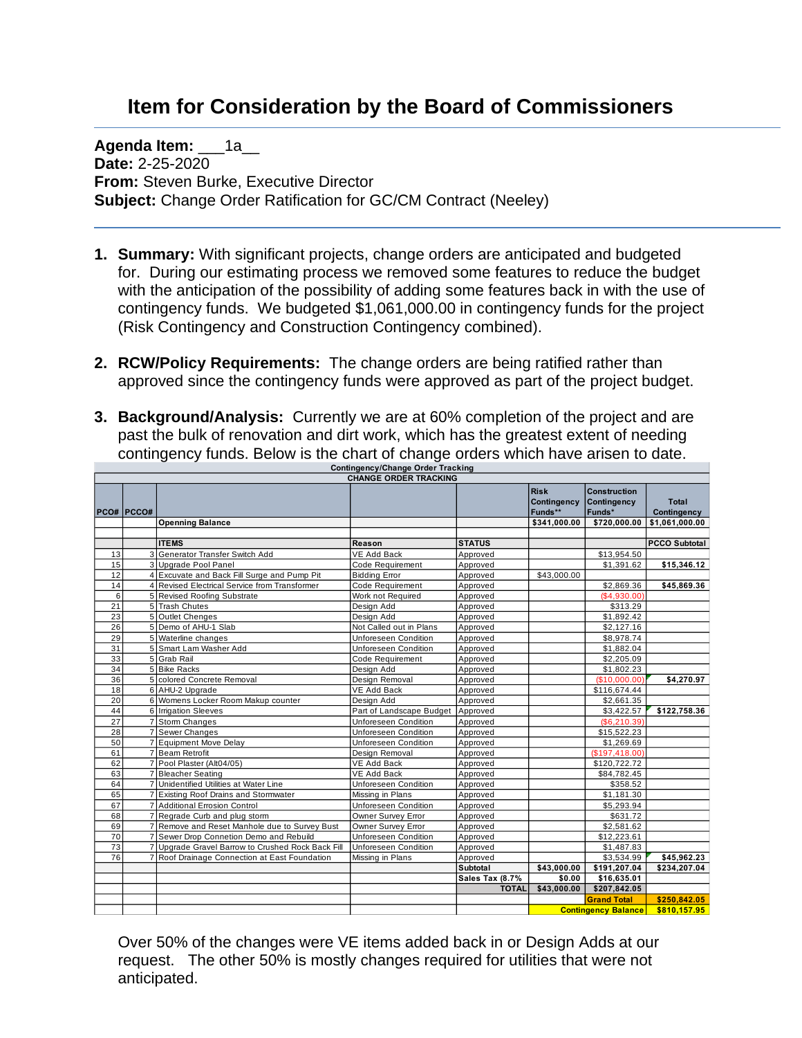# Item for Consideration by the Board of Commissioners

**Agenda Item:** \_\_\_1a\_\_
**Date:** 2-25-2020
**From:** Steven Burke, Executive Director
**Subject:** Change Order Ratification for GC/CM Contract (Neeley)

1. **Summary:** With significant projects, change orders are anticipated and budgeted for. During our estimating process we removed some features to reduce the budget with the anticipation of the possibility of adding some features back in with the use of contingency funds. We budgeted $1,061,000.00 in contingency funds for the project (Risk Contingency and Construction Contingency combined).

2. **RCW/Policy Requirements:** The change orders are being ratified rather than approved since the contingency funds were approved as part of the project budget.

3. **Background/Analysis:** Currently we are at 60% completion of the project and are past the bulk of renovation and dirt work, which has the greatest extent of needing contingency funds. Below is the chart of change orders which have arisen to date.

**Contingency/Change Order Tracking**

**CHANGE ORDER TRACKING**

| PCO# | PCCO# | | | | Risk Contingency Funds** | Construction Contingency Funds* | Total Contingency |
|---|---|---|---|---|---|---|---|
| | | **Openning Balance** | | | $341,000.00 | $720,000.00 | $1,061,000.00 |
| | | | | | | | |
| | | **ITEMS** | **Reason** | **STATUS** | | | **PCCO Subtotal** |
| 13 | 3 | Generator Transfer Switch Add | VE Add Back | Approved | | $13,954.50 | |
| 15 | 3 | Upgrade Pool Panel | Code Requirement | Approved | | $1,391.62 | $15,346.12 |
| 12 | 4 | Excuvate and Back Fill Surge and Pump Pit | Bidding Error | Approved | $43,000.00 | | |
| 14 | 4 | Revised Electrical Service from Transformer | Code Requirement | Approved | | $2,869.36 | $45,869.36 |
| 6 | 5 | Revised Roofing Substrate | Work not Required | Approved | | ($4,930.00) | |
| 21 | 5 | Trash Chutes | Design Add | Approved | | $313.29 | |
| 23 | 5 | Outlet Chenges | Design Add | Approved | | $1,892.42 | |
| 26 | 5 | Demo of AHU-1 Slab | Not Called out in Plans | Approved | | $2,127.16 | |
| 29 | 5 | Waterline changes | Unforeseen Condition | Approved | | $8,978.74 | |
| 31 | 5 | Smart Lam Washer Add | Unforeseen Condition | Approved | | $1,882.04 | |
| 33 | 5 | Grab Rail | Code Requirement | Approved | | $2,205.09 | |
| 34 | 5 | Bike Racks | Design Add | Approved | | $1,802.23 | |
| 36 | 5 | colored Concrete Removal | Design Removal | Approved | | ($10,000.00) | $4,270.97 |
| 18 | 6 | AHU-2 Upgrade | VE Add Back | Approved | | $116,674.44 | |
| 20 | 6 | Womens Locker Room Makup counter | Design Add | Approved | | $2,661.35 | |
| 44 | 6 | Irrigation Sleeves | Part of Landscape Budget | Approved | | $3,422.57 | $122,758.36 |
| 27 | 7 | Storm Changes | Unforeseen Condition | Approved | | ($6,210.39) | |
| 28 | 7 | Sewer Changes | Unforeseen Condition | Approved | | $15,522.23 | |
| 50 | 7 | Equipment Move Delay | Unforeseen Condition | Approved | | $1,269.69 | |
| 61 | 7 | Beam Retrofit | Design Removal | Approved | | ($197,418.00) | |
| 62 | 7 | Pool Plaster (Alt04/05) | VE Add Back | Approved | | $120,722.72 | |
| 63 | 7 | Bleacher Seating | VE Add Back | Approved | | $84,782.45 | |
| 64 | 7 | Unidentified Utilities at Water Line | Unforeseen Condition | Approved | | $358.52 | |
| 65 | 7 | Existing Roof Drains and Stormwater | Missing in Plans | Approved | | $1,181.30 | |
| 67 | 7 | Additional Errosion Control | Unforeseen Condition | Approved | | $5,293.94 | |
| 68 | 7 | Regrade Curb and plug storm | Owner Survey Error | Approved | | $631.72 | |
| 69 | 7 | Remove and Reset Manhole due to Survey Bust | Owner Survey Error | Approved | | $2,581.62 | |
| 70 | 7 | Sewer Drop Connetion Demo and Rebuild | Unforeseen Condition | Approved | | $12,223.61 | |
| 73 | 7 | Upgrade Gravel Barrow to Crushed Rock Back Fill | Unforeseen Condition | Approved | | $1,487.83 | |
| 76 | 7 | Roof Drainage Connection at East Foundation | Missing in Plans | Approved | | $3,534.99 | $45,962.23 |
| | | | | **Subtotal** | $43,000.00 | $191,207.04 | $234,207.04 |
| | | | | **Sales Tax (8.7%** | $0.00 | $16,635.01 | |
| | | | | **TOTAL** | $43,000.00 | $207,842.05 | |
| | | | | | | **Grand Total** | $250,842.05 |
| | | | | | | **Contingency Balance** | $810,157.95 |

Over 50% of the changes were VE items added back in or Design Adds at our request. The other 50% is mostly changes required for utilities that were not anticipated.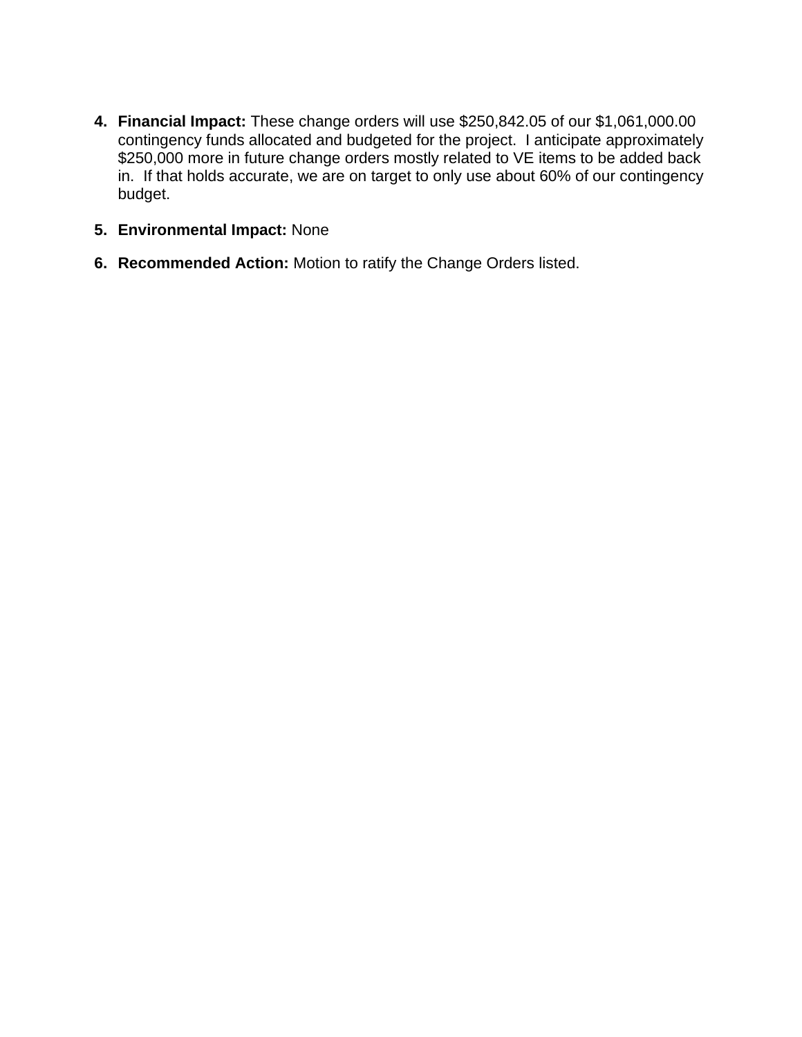4. **Financial Impact:** These change orders will use $250,842.05 of our $1,061,000.00 contingency funds allocated and budgeted for the project. I anticipate approximately $250,000 more in future change orders mostly related to VE items to be added back in. If that holds accurate, we are on target to only use about 60% of our contingency budget.

5. **Environmental Impact:** None

6. **Recommended Action:** Motion to ratify the Change Orders listed.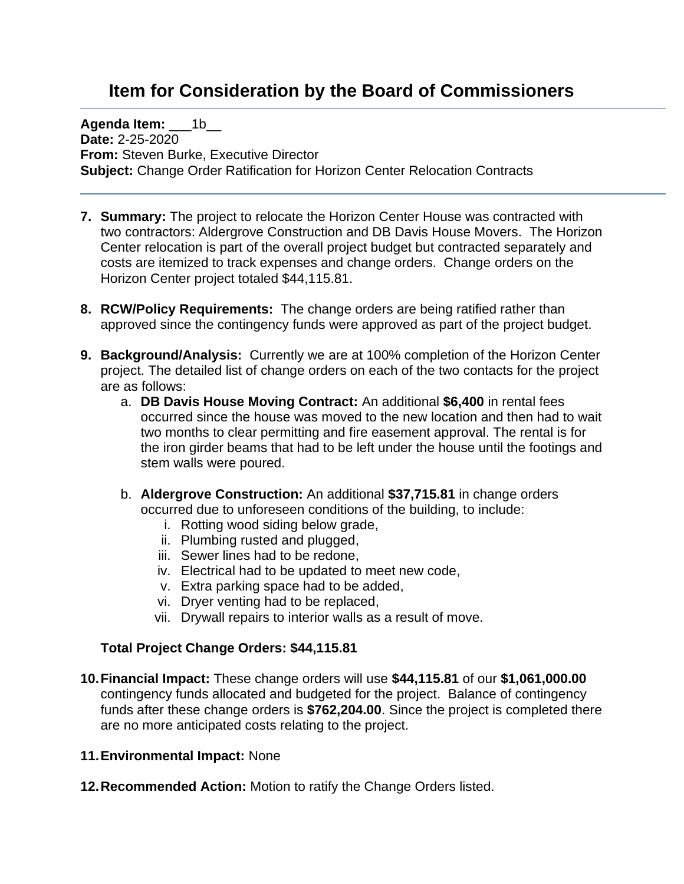# Item for Consideration by the Board of Commissioners

**Agenda Item:** ___1b__
**Date:** 2-25-2020
**From:** Steven Burke, Executive Director
**Subject:** Change Order Ratification for Horizon Center Relocation Contracts

7. **Summary:** The project to relocate the Horizon Center House was contracted with two contractors: Aldergrove Construction and DB Davis House Movers. The Horizon Center relocation is part of the overall project budget but contracted separately and costs are itemized to track expenses and change orders. Change orders on the Horizon Center project totaled $44,115.81.

8. **RCW/Policy Requirements:** The change orders are being ratified rather than approved since the contingency funds were approved as part of the project budget.

9. **Background/Analysis:** Currently we are at 100% completion of the Horizon Center project. The detailed list of change orders on each of the two contacts for the project are as follows:
   a. **DB Davis House Moving Contract:** An additional **$6,400** in rental fees occurred since the house was moved to the new location and then had to wait two months to clear permitting and fire easement approval. The rental is for the iron girder beams that had to be left under the house until the footings and stem walls were poured.

   b. **Aldergrove Construction:** An additional **$37,715.81** in change orders occurred due to unforeseen conditions of the building, to include:
      i. Rotting wood siding below grade,
      ii. Plumbing rusted and plugged,
      iii. Sewer lines had to be redone,
      iv. Electrical had to be updated to meet new code,
      v. Extra parking space had to be added,
      vi. Dryer venting had to be replaced,
      vii. Drywall repairs to interior walls as a result of move.

   **Total Project Change Orders: $44,115.81**

10. **Financial Impact:** These change orders will use **$44,115.81** of our **$1,061,000.00** contingency funds allocated and budgeted for the project. Balance of contingency funds after these change orders is **$762,204.00**. Since the project is completed there are no more anticipated costs relating to the project.

11. **Environmental Impact:** None

12. **Recommended Action:** Motion to ratify the Change Orders listed.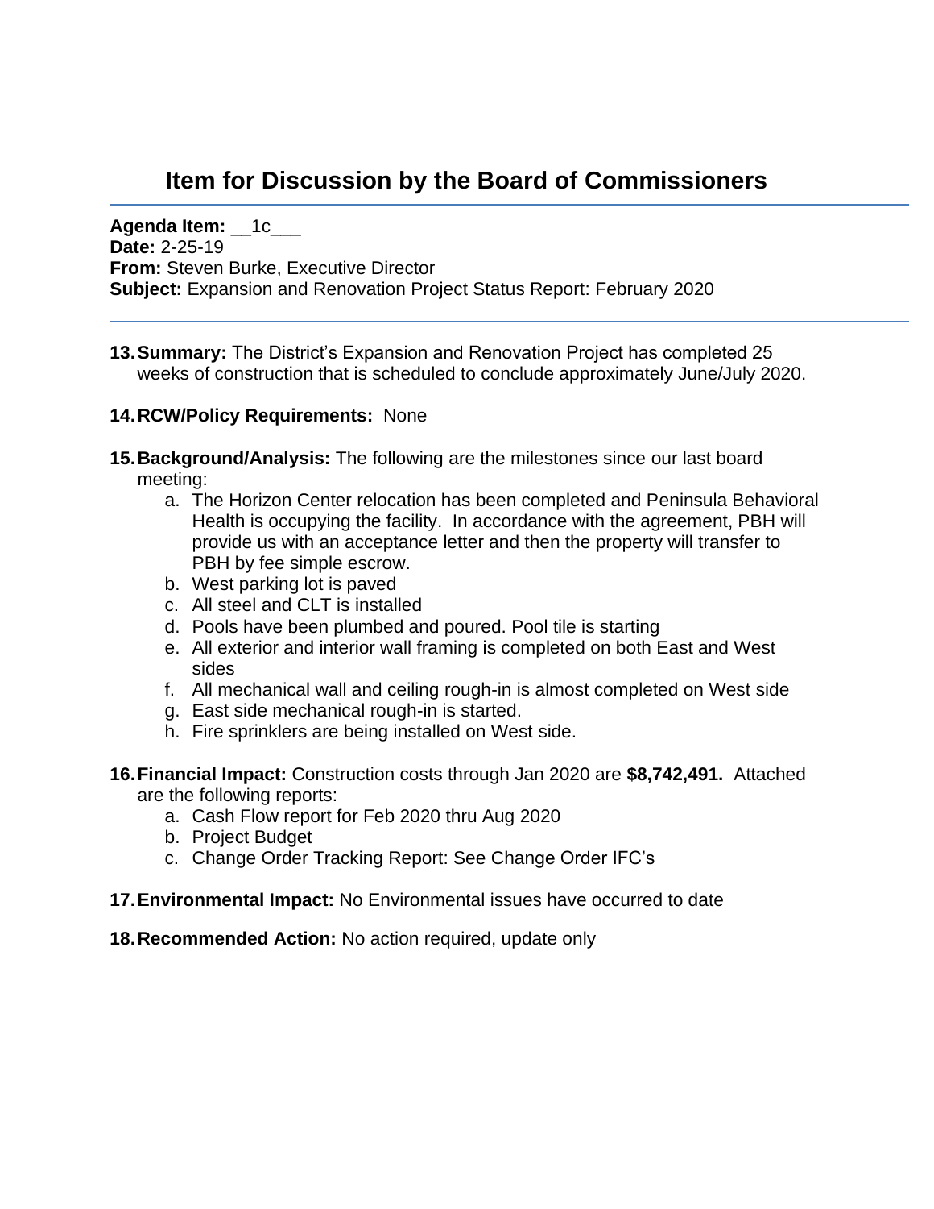# Item for Discussion by the Board of Commissioners

**Agenda Item:** __1c___
**Date:** 2-25-19
**From:** Steven Burke, Executive Director
**Subject:** Expansion and Renovation Project Status Report: February 2020

---

13. **Summary:** The District's Expansion and Renovation Project has completed 25 weeks of construction that is scheduled to conclude approximately June/July 2020.

14. **RCW/Policy Requirements:** None

15. **Background/Analysis:** The following are the milestones since our last board meeting:
    a. The Horizon Center relocation has been completed and Peninsula Behavioral Health is occupying the facility. In accordance with the agreement, PBH will provide us with an acceptance letter and then the property will transfer to PBH by fee simple escrow.
    b. West parking lot is paved
    c. All steel and CLT is installed
    d. Pools have been plumbed and poured. Pool tile is starting
    e. All exterior and interior wall framing is completed on both East and West sides
    f. All mechanical wall and ceiling rough-in is almost completed on West side
    g. East side mechanical rough-in is started.
    h. Fire sprinklers are being installed on West side.

16. **Financial Impact:** Construction costs through Jan 2020 are **$8,742,491.** Attached are the following reports:
    a. Cash Flow report for Feb 2020 thru Aug 2020
    b. Project Budget
    c. Change Order Tracking Report: See Change Order IFC's

17. **Environmental Impact:** No Environmental issues have occurred to date

18. **Recommended Action:** No action required, update only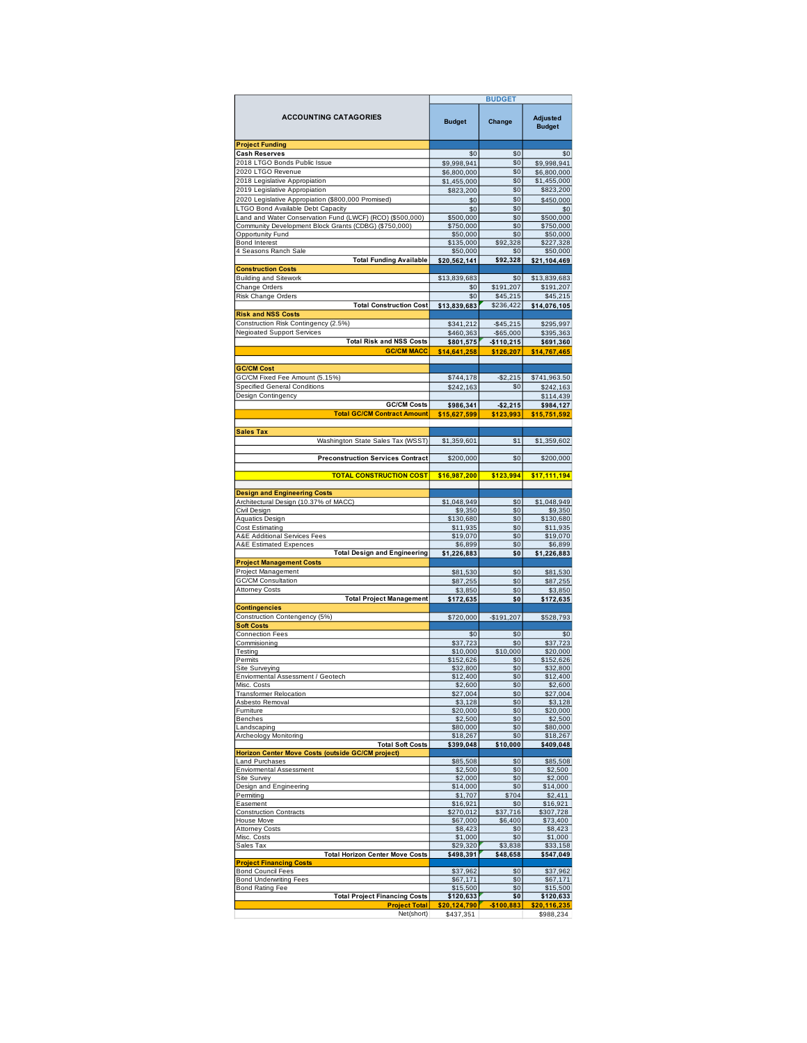| ACCOUNTING CATAGORIES | BUDGET | | |
|---|---|---|---|
| | Budget | Change | Adjusted Budget |
| **Project Funding** | | | |
| **Cash Reserves** | $0 | $0 | $0 |
| 2018 LTGO Bonds Public Issue | $9,998,941 | $0 | $9,998,941 |
| 2020 LTGO Revenue | $6,800,000 | $0 | $6,800,000 |
| 2018 Legislative Appropriation | $1,455,000 | $0 | $1,455,000 |
| 2019 Legislative Appropriation | $823,200 | $0 | $823,200 |
| 2020 Legislative Appropriation ($800,000 Promised) | $0 | $0 | $450,000 |
| LTGO Bond Available Debt Capacity | $0 | $0 | $0 |
| Land and Water Conservation Fund (LWCF) (RCO) ($500,000) | $500,000 | $0 | $500,000 |
| Community Development Block Grants (CDBG) ($750,000) | $750,000 | $0 | $750,000 |
| Opportunity Fund | $50,000 | $0 | $50,000 |
| Bond Interest | $135,000 | $92,328 | $227,328 |
| 4 Seasons Ranch Sale | $50,000 | $0 | $50,000 |
| **Total Funding Available** | **$20,562,141** | **$92,328** | **$21,104,469** |
| **Construction Costs** | | | |
| Building and Sitework | $13,839,683 | $0 | $13,839,683 |
| Change Orders | $0 | $191,207 | $191,207 |
| Risk Change Orders | $0 | $45,215 | $45,215 |
| **Total Construction Cost** | **$13,839,683** | $236,422 | **$14,076,105** |
| **Risk and NSS Costs** | | | |
| Construction Risk Contingency (2.5%) | $341,212 | -$45,215 | $295,997 |
| Negioated Support Services | $460,363 | -$65,000 | $395,363 |
| **Total Risk and NSS Costs** | **$801,575** | **-$110,215** | **$691,360** |
| **GC/CM MACC** | **$14,641,258** | **$126,207** | **$14,767,465** |
| | | | |
| **GC/CM Cost** | | | |
| GC/CM Fixed Fee Amount (5.15%) | $744,178 | -$2,215 | $741,963.50 |
| Specified General Conditions | $242,163 | $0 | $242,163 |
| Design Contingency | | | $114,439 |
| **GC/CM Costs** | **$986,341** | **-$2,215** | **$984,127** |
| **Total GC/CM Contract Amount** | **$15,627,599** | **$123,993** | **$15,751,592** |
| | | | |
| **Sales Tax** | | | |
| Washington State Sales Tax (WSST) | $1,359,601 | $1 | $1,359,602 |
| | | | |
| **Preconstruction Services Contract** | $200,000 | $0 | $200,000 |
| | | | |
| **TOTAL CONSTRUCTION COST** | **$16,987,200** | **$123,994** | **$17,111,194** |
| | | | |
| **Design and Engineering Costs** | | | |
| Architectural Design (10.37% of MACC) | $1,048,949 | $0 | $1,048,949 |
| Civil Design | $9,350 | $0 | $9,350 |
| Aquatics Design | $130,680 | $0 | $130,680 |
| Cost Estimating | $11,935 | $0 | $11,935 |
| A&E Additional Services Fees | $19,070 | $0 | $19,070 |
| A&E Estimated Expences | $6,899 | $0 | $6,899 |
| **Total Design and Engineering** | **$1,226,883** | **$0** | **$1,226,883** |
| **Project Management Costs** | | | |
| Project Management | $81,530 | $0 | $81,530 |
| GC/CM Consultation | $87,255 | $0 | $87,255 |
| Attorney Costs | $3,850 | $0 | $3,850 |
| **Total Project Management** | **$172,635** | **$0** | **$172,635** |
| **Contingencies** | | | |
| Construction Contengency (5%) | $720,000 | -$191,207 | $528,793 |
| **Soft Costs** | | | |
| Connection Fees | $0 | $0 | $0 |
| Commisioning | $37,723 | $0 | $37,723 |
| Testing | $10,000 | $10,000 | $20,000 |
| Permits | $152,626 | $0 | $152,626 |
| Site Surveying | $32,800 | $0 | $32,800 |
| Enviornmental Assessment / Geotech | $12,400 | $0 | $12,400 |
| Misc. Costs | $2,600 | $0 | $2,600 |
| Transformer Relocation | $27,004 | $0 | $27,004 |
| Asbesto Removal | $3,128 | $0 | $3,128 |
| Furniture | $20,000 | $0 | $20,000 |
| Benches | $2,500 | $0 | $2,500 |
| Landscaping | $80,000 | $0 | $80,000 |
| Archeology Monitoring | $18,267 | $0 | $18,267 |
| **Total Soft Costs** | **$399,048** | **$10,000** | **$409,048** |
| **Horizon Center Move Costs (outside GC/CM project)** | | | |
| Land Purchases | $85,508 | $0 | $85,508 |
| Enviornmental Assessment | $2,500 | $0 | $2,500 |
| Site Survey | $2,000 | $0 | $2,000 |
| Design and Engineering | $14,000 | $0 | $14,000 |
| Permiting | $1,707 | $704 | $2,411 |
| Easement | $16,921 | $0 | $16,921 |
| Construction Contracts | $270,012 | $37,716 | $307,728 |
| House Move | $67,000 | $6,400 | $73,400 |
| Attorney Costs | $8,423 | $0 | $8,423 |
| Misc. Costs | $1,000 | $0 | $1,000 |
| Sales Tax | $29,320 | $3,838 | $33,158 |
| **Total Horizon Center Move Costs** | **$498,391** | **$48,658** | **$547,049** |
| **Project Financing Costs** | | | |
| Bond Council Fees | $37,962 | $0 | $37,962 |
| Bond Underwriting Fees | $67,171 | $0 | $67,171 |
| Bond Rating Fee | $15,500 | $0 | $15,500 |
| **Total Project Financing Costs** | **$120,633** | **$0** | **$120,633** |
| **Project Total** | **$20,124,790** | **-$100,883** | **$20,116,235** |
| Net(short) | $437,351 | | $988,234 |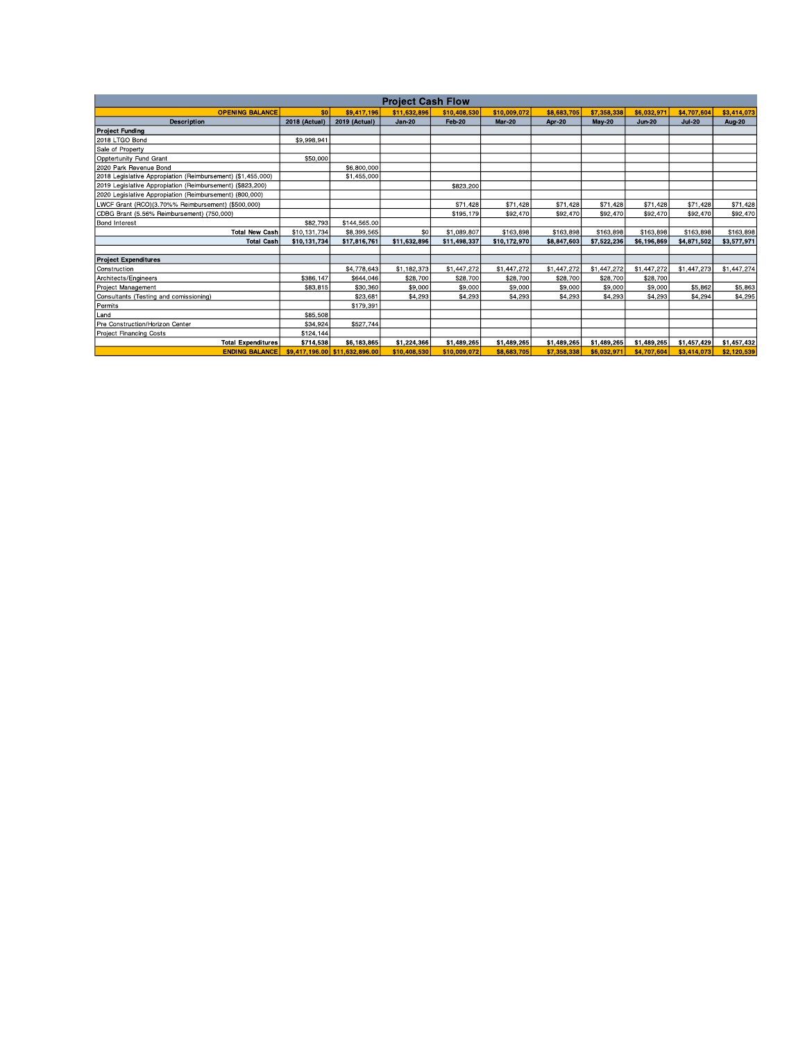## Project Cash Flow

| Description | 2018 (Actual) | 2019 (Actual) | Jan-20 | Feb-20 | Mar-20 | Apr-20 | May-20 | Jun-20 | Jul-20 | Aug-20 |
|---|---|---|---|---|---|---|---|---|---|---|
| **OPENING BALANCE** | $0 | $9,417,196 | $11,632,896 | $10,408,530 | $10,009,072 | $8,683,705 | $7,358,338 | $6,032,971 | $4,707,604 | $3,414,073 |
| **Project Funding** | | | | | | | | | | |
| 2018 LTGO Bond | $9,998,941 | | | | | | | | | |
| Sale of Property | | | | | | | | | | |
| Opptertunity Fund Grant | $50,000 | | | | | | | | | |
| 2020 Park Revenue Bond | | $6,800,000 | | | | | | | | |
| 2018 Legislative Appropiation (Reimbursement) ($1,455,000) | | $1,455,000 | | | | | | | | |
| 2019 Legislative Appropiation (Reimbursement) ($823,200) | | | | $823,200 | | | | | | |
| 2020 Legislative Appropiation (Reimbursement) (800,000) | | | | | | | | | | |
| LWCF Grant (RCO)(3.70%% Reimbursement) ($500,000) | | | | $71,428 | $71,428 | $71,428 | $71,428 | $71,428 | $71,428 | $71,428 |
| CDBG Brant (5.56% Reimbursement) (750,000) | | | | $195,179 | $92,470 | $92,470 | $92,470 | $92,470 | $92,470 | $92,470 |
| Bond Interest | $82,793 | $144,565.00 | | | | | | | | |
| **Total New Cash** | $10,131,734 | $8,399,565 | $0 | $1,089,807 | $163,898 | $163,898 | $163,898 | $163,898 | $163,898 | $163,898 |
| **Total Cash** | $10,131,734 | $17,816,761 | $11,632,896 | $11,498,337 | $10,172,970 | $8,847,603 | $7,522,236 | $6,196,869 | $4,871,502 | $3,577,971 |
| | | | | | | | | | | |
| **Project Expenditures** | | | | | | | | | | |
| Construction | | $4,778,643 | $1,182,373 | $1,447,272 | $1,447,272 | $1,447,272 | $1,447,272 | $1,447,272 | $1,447,273 | $1,447,274 |
| Architects/Engineers | $386,147 | $644,046 | $28,700 | $28,700 | $28,700 | $28,700 | $28,700 | $28,700 | | |
| Project Management | $83,815 | $30,360 | $9,000 | $9,000 | $9,000 | $9,000 | $9,000 | $9,000 | $5,862 | $5,863 |
| Consultants (Testing and comissioning) | | $23,681 | $4,293 | $4,293 | $4,293 | $4,293 | $4,293 | $4,293 | $4,294 | $4,295 |
| Permits | | $179,391 | | | | | | | | |
| Land | $85,508 | | | | | | | | | |
| Pre Construction/Horizon Center | $34,924 | $527,744 | | | | | | | | |
| Project Financing Costs | $124,144 | | | | | | | | | |
| **Total Expenditures** | $714,538 | $6,183,865 | $1,224,366 | $1,489,265 | $1,489,265 | $1,489,265 | $1,489,265 | $1,489,265 | $1,457,429 | $1,457,432 |
| **ENDING BALANCE** | $9,417,196.00 | $11,632,896.00 | $10,408,530 | $10,009,072 | $8,683,705 | $7,358,338 | $6,032,971 | $4,707,604 | $3,414,073 | $2,120,539 |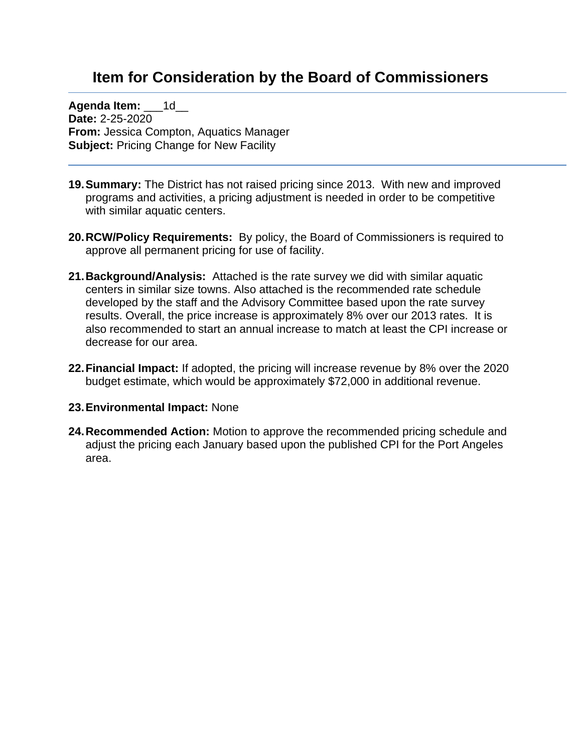# Item for Consideration by the Board of Commissioners

**Agenda Item:** ___1d__
**Date:** 2-25-2020
**From:** Jessica Compton, Aquatics Manager
**Subject:** Pricing Change for New Facility

---

19. **Summary:** The District has not raised pricing since 2013. With new and improved programs and activities, a pricing adjustment is needed in order to be competitive with similar aquatic centers.

20. **RCW/Policy Requirements:** By policy, the Board of Commissioners is required to approve all permanent pricing for use of facility.

21. **Background/Analysis:** Attached is the rate survey we did with similar aquatic centers in similar size towns. Also attached is the recommended rate schedule developed by the staff and the Advisory Committee based upon the rate survey results. Overall, the price increase is approximately 8% over our 2013 rates. It is also recommended to start an annual increase to match at least the CPI increase or decrease for our area.

22. **Financial Impact:** If adopted, the pricing will increase revenue by 8% over the 2020 budget estimate, which would be approximately $72,000 in additional revenue.

23. **Environmental Impact:** None

24. **Recommended Action:** Motion to approve the recommended pricing schedule and adjust the pricing each January based upon the published CPI for the Port Angeles area.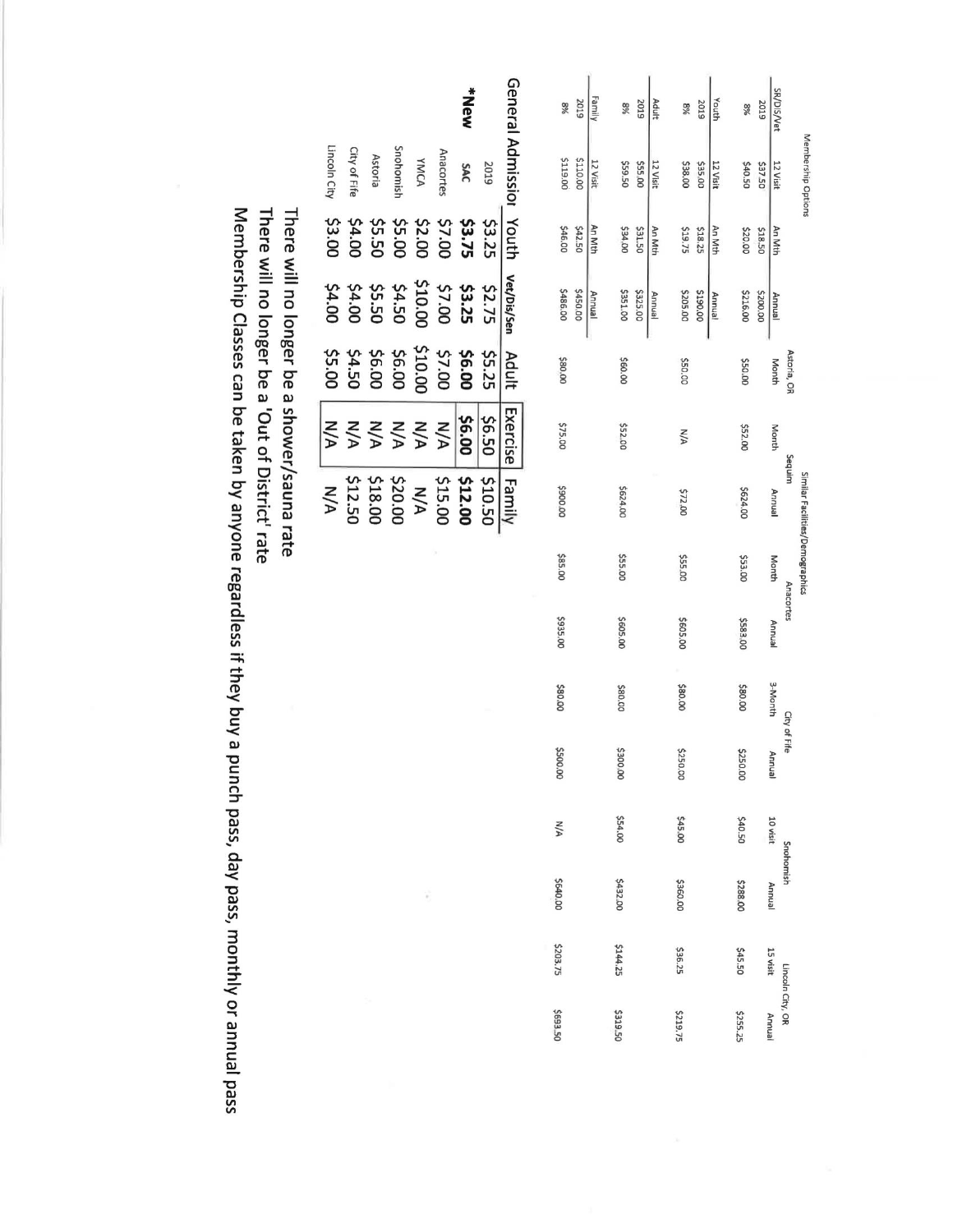| Membership Options | | | | Astoria, OR | Sequim | | Anacortes | | City of Fife | | Snohomish | | Lincoln City, OR | |
|---|---|---|---|---|---|---|---|---|---|---|---|---|---|---|
| | | | | Month | Month | Annual | Month | Annual | 3-Month | Annual | 10 visit | Annual | 15 visit | Annual |
| SR/DIS/Vet | 12 Visit | An Mth | Annual | | | | | | | | | | | |
| 2019 | $37.50 | $18.50 | $200.00 | | | | | | | | | | | |
| 8% | $40.50 | $20.00 | $216.00 | $50.00 | $52.00 | $624.00 | $53.00 | $583.00 | $80.00 | $250.00 | $40.50 | $288.00 | $45.50 | $255.25 |
| Youth | 12 Visit | An Mth | Annual | | | | | | | | | | | |
| 2019 | $35.00 | $18.25 | $190.00 | | | | | | | | | | | |
| 8% | $38.00 | $19.75 | $205.00 | $50.00 | N/A | $72.00 | $55.00 | $605.00 | $80.00 | $250.00 | $45.00 | $360.00 | $36.25 | $219.75 |
| Adult | 12 Visit | An Mth | Annual | | | | | | | | | | | |
| 2019 | $55.00 | $31.50 | $325.00 | | | | | | | | | | | |
| 8% | $59.50 | $34.00 | $351.00 | $60.00 | $52.00 | $624.00 | $55.00 | $605.00 | $80.00 | $300.00 | $54.00 | $432.00 | $144.25 | $319.50 |
| Family | 12 Visit | An Mth | Annual | | | | | | | | | | | |
| 2019 | $110.00 | $42.50 | $450.00 | | | | | | | | | | | |
| 8% | $119.00 | $46.00 | $486.00 | $80.00 | $75.00 | $900.00 | $85.00 | $935.00 | $80.00 | $500.00 | N/A | $640.00 | $203.75 | $693.50 |

| General Admission | Youth | Vet/Dis/Sen | Adult | Exercise | Family |
|---|---|---|---|---|---|
| 2019 | $3.25 | $2.75 | $5.25 | $6.50 | $10.50 |
| **\*New SAC** | **$3.75** | **$3.25** | **$6.00** | **$6.00** | **$12.00** |
| Anacortes | $7.00 | $7.00 | $7.00 | N/A | $15.00 |
| YMCA | $2.00 | $10.00 | $10.00 | N/A | N/A |
| Snohomish | $5.00 | $4.50 | $6.00 | N/A | $20.00 |
| Astoria | $5.50 | $5.50 | $6.00 | N/A | $18.00 |
| City of Fife | $4.00 | $4.00 | $4.50 | N/A | $12.50 |
| Lincoln City | $3.00 | $4.00 | $5.00 | N/A | N/A |

There will no longer be a shower/sauna rate

There will no longer be a 'Out of District' rate

Membership Classes can be taken by anyone regardless if they buy a punch pass, day pass, monthly or annual pass